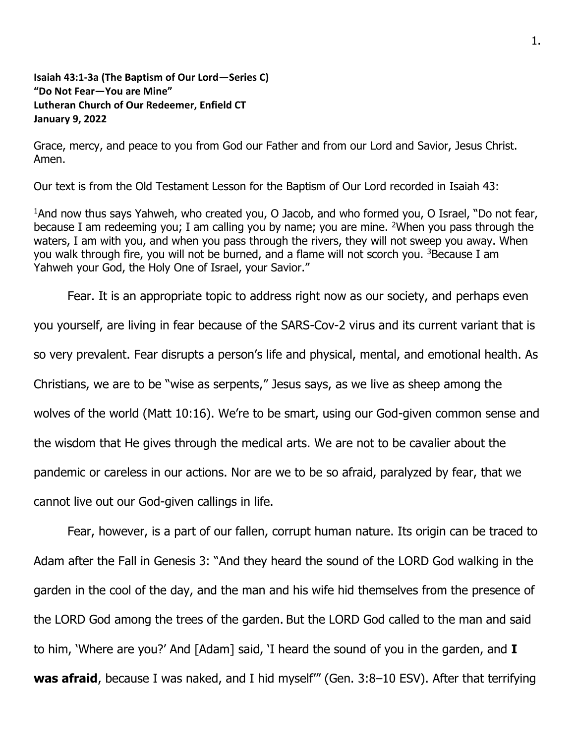**Isaiah 43:1-3a (The Baptism of Our Lord—Series C)**
**"Do Not Fear—You are Mine"**
**Lutheran Church of Our Redeemer, Enfield CT**
**January 9, 2022**

Grace, mercy, and peace to you from God our Father and from our Lord and Savior, Jesus Christ. Amen.

Our text is from the Old Testament Lesson for the Baptism of Our Lord recorded in Isaiah 43:

[1]And now thus says Yahweh, who created you, O Jacob, and who formed you, O Israel, "Do not fear, because I am redeeming you; I am calling you by name; you are mine. [2]When you pass through the waters, I am with you, and when you pass through the rivers, they will not sweep you away. When you walk through fire, you will not be burned, and a flame will not scorch you. [3]Because I am Yahweh your God, the Holy One of Israel, your Savior."

Fear. It is an appropriate topic to address right now as our society, and perhaps even you yourself, are living in fear because of the SARS-Cov-2 virus and its current variant that is so very prevalent. Fear disrupts a person's life and physical, mental, and emotional health. As Christians, we are to be "wise as serpents," Jesus says, as we live as sheep among the wolves of the world (Matt 10:16). We're to be smart, using our God-given common sense and the wisdom that He gives through the medical arts. We are not to be cavalier about the pandemic or careless in our actions. Nor are we to be so afraid, paralyzed by fear, that we cannot live out our God-given callings in life.

Fear, however, is a part of our fallen, corrupt human nature. Its origin can be traced to Adam after the Fall in Genesis 3: "And they heard the sound of the LORD God walking in the garden in the cool of the day, and the man and his wife hid themselves from the presence of the LORD God among the trees of the garden. But the LORD God called to the man and said to him, 'Where are you?' And [Adam] said, 'I heard the sound of you in the garden, and **I was afraid**, because I was naked, and I hid myself'" (Gen. 3:8–10 ESV). After that terrifying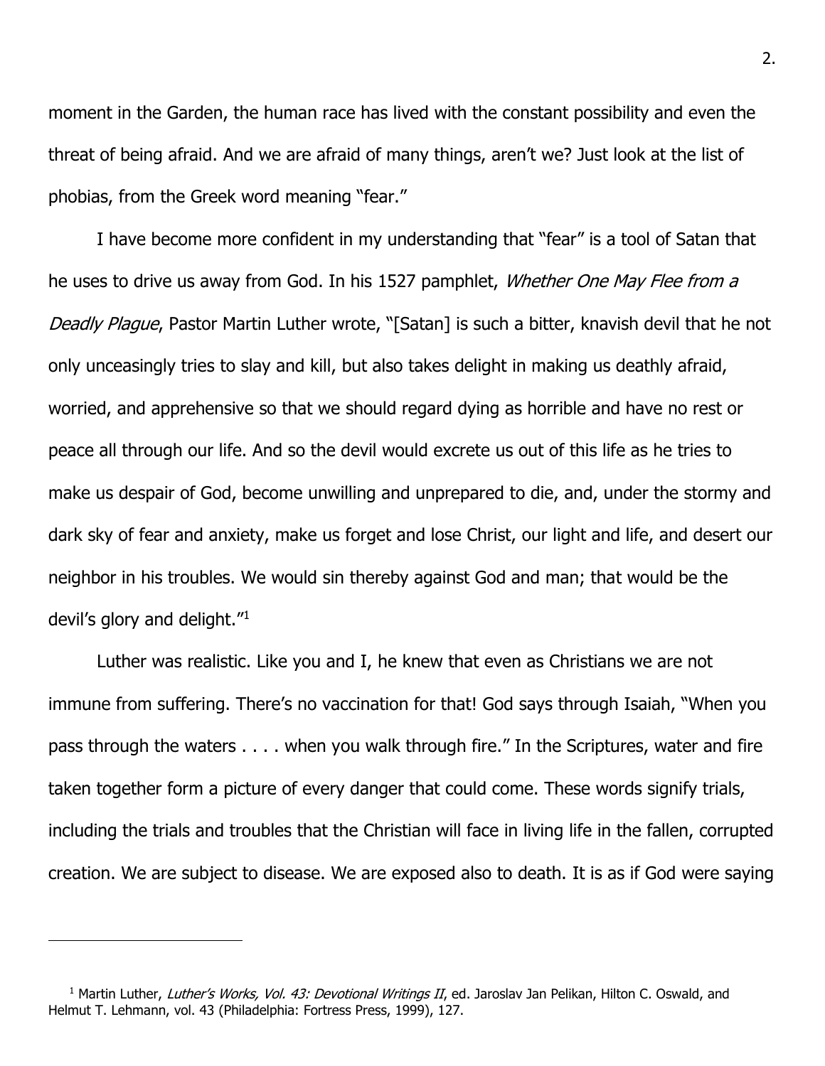moment in the Garden, the human race has lived with the constant possibility and even the threat of being afraid. And we are afraid of many things, aren't we? Just look at the list of phobias, from the Greek word meaning "fear."

I have become more confident in my understanding that "fear" is a tool of Satan that he uses to drive us away from God. In his 1527 pamphlet, *Whether One May Flee from a Deadly Plague*, Pastor Martin Luther wrote, "[Satan] is such a bitter, knavish devil that he not only unceasingly tries to slay and kill, but also takes delight in making us deathly afraid, worried, and apprehensive so that we should regard dying as horrible and have no rest or peace all through our life. And so the devil would excrete us out of this life as he tries to make us despair of God, become unwilling and unprepared to die, and, under the stormy and dark sky of fear and anxiety, make us forget and lose Christ, our light and life, and desert our neighbor in his troubles. We would sin thereby against God and man; that would be the devil's glory and delight."[1]

Luther was realistic. Like you and I, he knew that even as Christians we are not immune from suffering. There's no vaccination for that! God says through Isaiah, "When you pass through the waters . . . . when you walk through fire." In the Scriptures, water and fire taken together form a picture of every danger that could come. These words signify trials, including the trials and troubles that the Christian will face in living life in the fallen, corrupted creation. We are subject to disease. We are exposed also to death. It is as if God were saying

---

[1] Martin Luther, *Luther's Works, Vol. 43: Devotional Writings II*, ed. Jaroslav Jan Pelikan, Hilton C. Oswald, and Helmut T. Lehmann, vol. 43 (Philadelphia: Fortress Press, 1999), 127.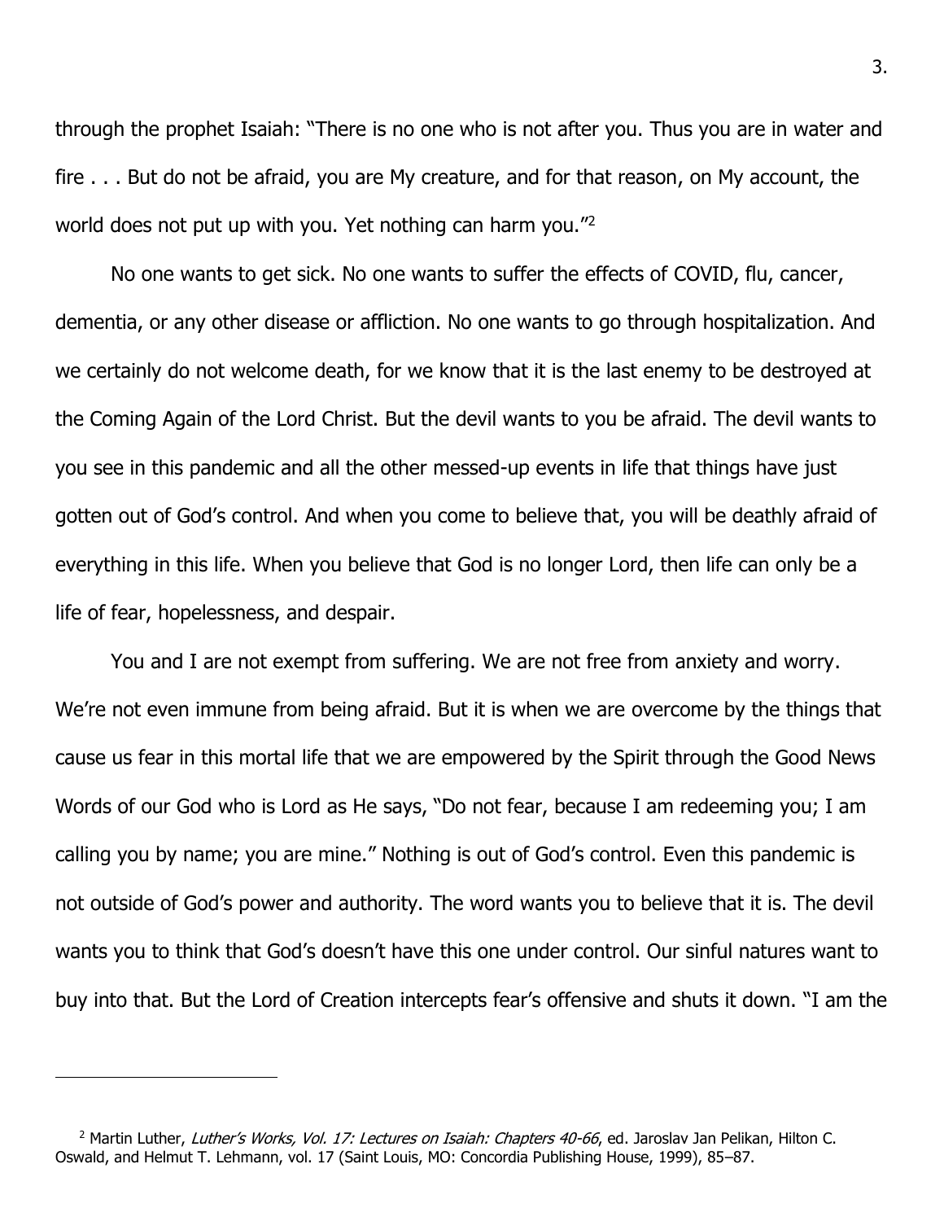through the prophet Isaiah: "There is no one who is not after you. Thus you are in water and fire . . . But do not be afraid, you are My creature, and for that reason, on My account, the world does not put up with you. Yet nothing can harm you."[2]

No one wants to get sick. No one wants to suffer the effects of COVID, flu, cancer, dementia, or any other disease or affliction. No one wants to go through hospitalization. And we certainly do not welcome death, for we know that it is the last enemy to be destroyed at the Coming Again of the Lord Christ. But the devil wants to you be afraid. The devil wants to you see in this pandemic and all the other messed-up events in life that things have just gotten out of God's control. And when you come to believe that, you will be deathly afraid of everything in this life. When you believe that God is no longer Lord, then life can only be a life of fear, hopelessness, and despair.

You and I are not exempt from suffering. We are not free from anxiety and worry. We're not even immune from being afraid. But it is when we are overcome by the things that cause us fear in this mortal life that we are empowered by the Spirit through the Good News Words of our God who is Lord as He says, "Do not fear, because I am redeeming you; I am calling you by name; you are mine." Nothing is out of God's control. Even this pandemic is not outside of God's power and authority. The word wants you to believe that it is. The devil wants you to think that God's doesn't have this one under control. Our sinful natures want to buy into that. But the Lord of Creation intercepts fear's offensive and shuts it down. "I am the

---

[2] Martin Luther, *Luther's Works, Vol. 17: Lectures on Isaiah: Chapters 40-66*, ed. Jaroslav Jan Pelikan, Hilton C. Oswald, and Helmut T. Lehmann, vol. 17 (Saint Louis, MO: Concordia Publishing House, 1999), 85–87.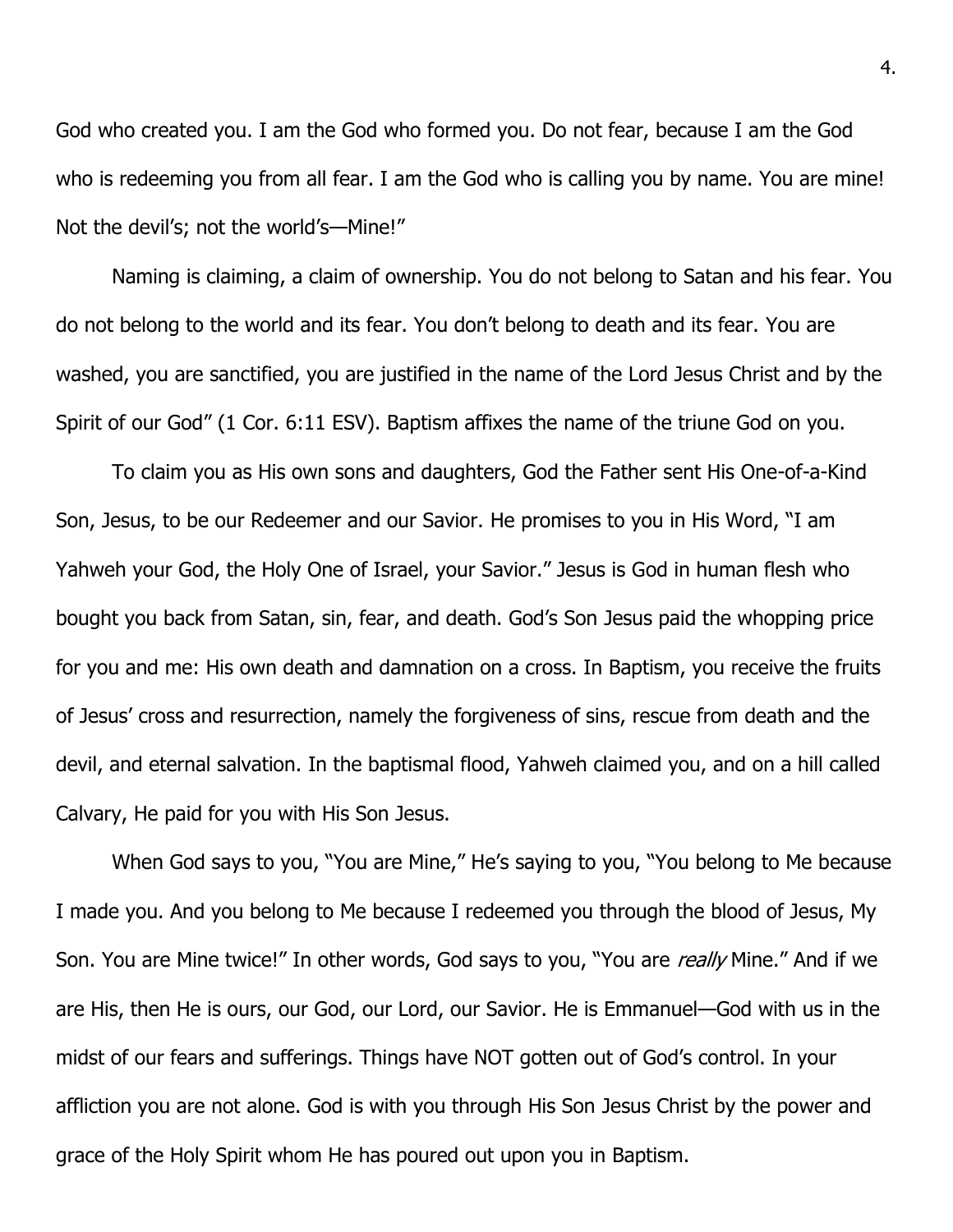God who created you. I am the God who formed you. Do not fear, because I am the God who is redeeming you from all fear. I am the God who is calling you by name. You are mine! Not the devil's; not the world's—Mine!"

Naming is claiming, a claim of ownership. You do not belong to Satan and his fear. You do not belong to the world and its fear. You don't belong to death and its fear. You are washed, you are sanctified, you are justified in the name of the Lord Jesus Christ and by the Spirit of our God" (1 Cor. 6:11 ESV). Baptism affixes the name of the triune God on you.

To claim you as His own sons and daughters, God the Father sent His One-of-a-Kind Son, Jesus, to be our Redeemer and our Savior. He promises to you in His Word, "I am Yahweh your God, the Holy One of Israel, your Savior." Jesus is God in human flesh who bought you back from Satan, sin, fear, and death. God's Son Jesus paid the whopping price for you and me: His own death and damnation on a cross. In Baptism, you receive the fruits of Jesus' cross and resurrection, namely the forgiveness of sins, rescue from death and the devil, and eternal salvation. In the baptismal flood, Yahweh claimed you, and on a hill called Calvary, He paid for you with His Son Jesus.

When God says to you, "You are Mine," He's saying to you, "You belong to Me because I made you. And you belong to Me because I redeemed you through the blood of Jesus, My Son. You are Mine twice!" In other words, God says to you, "You are *really* Mine." And if we are His, then He is ours, our God, our Lord, our Savior. He is Emmanuel—God with us in the midst of our fears and sufferings. Things have NOT gotten out of God's control. In your affliction you are not alone. God is with you through His Son Jesus Christ by the power and grace of the Holy Spirit whom He has poured out upon you in Baptism.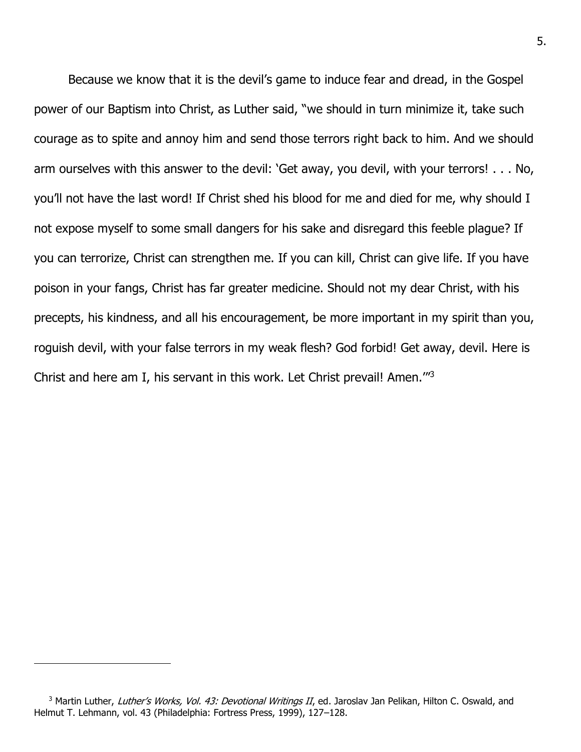Because we know that it is the devil's game to induce fear and dread, in the Gospel power of our Baptism into Christ, as Luther said, "we should in turn minimize it, take such courage as to spite and annoy him and send those terrors right back to him. And we should arm ourselves with this answer to the devil: 'Get away, you devil, with your terrors! . . . No, you'll not have the last word! If Christ shed his blood for me and died for me, why should I not expose myself to some small dangers for his sake and disregard this feeble plague? If you can terrorize, Christ can strengthen me. If you can kill, Christ can give life. If you have poison in your fangs, Christ has far greater medicine. Should not my dear Christ, with his precepts, his kindness, and all his encouragement, be more important in my spirit than you, roguish devil, with your false terrors in my weak flesh? God forbid! Get away, devil. Here is Christ and here am I, his servant in this work. Let Christ prevail! Amen.'"[3]

---

[3] Martin Luther, *Luther's Works, Vol. 43: Devotional Writings II*, ed. Jaroslav Jan Pelikan, Hilton C. Oswald, and Helmut T. Lehmann, vol. 43 (Philadelphia: Fortress Press, 1999), 127–128.